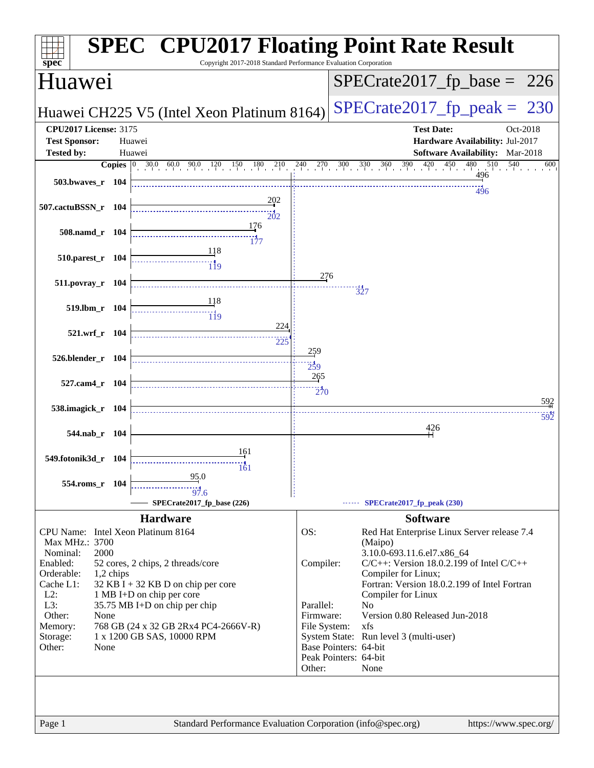# SPEC CPU2017 Floating Point Rate Result

Copyright 2017-2018 Standard Performance Evaluation Corporation

## Huawei

**Huawei CH225 V5 (Intel Xeon Platinum 8164)**

SPECrate2017_fp_base = 226

SPECrate2017_fp_peak = 230

| | | | |
|---|---|---|---|
| **CPU2017 License:** | 3175 | **Test Date:** | Oct-2018 |
| **Test Sponsor:** | Huawei | **Hardware Availability:** | Jul-2017 |
| **Tested by:** | Huawei | **Software Availability:** | Mar-2018 |

| Benchmark | Copies | Base | Peak |
|---|---|---|---|
| 503.bwaves_r | 104 | 496 | 496 |
| 507.cactuBSSN_r | 104 | 202 | 202 |
| 508.namd_r | 104 | 176 | 177 |
| 510.parest_r | 104 | 118 | 119 |
| 511.povray_r | 104 | 276 | 327 |
| 519.lbm_r | 104 | 118 | 119 |
| 521.wrf_r | 104 | 224 | 225 |
| 526.blender_r | 104 | 259 | 259 |
| 527.cam4_r | 104 | 265 | 270 |
| 538.imagick_r | 104 | 592 | 592 |
| 544.nab_r | 104 | 426 | |
| 549.fotonik3d_r | 104 | 161 | 161 |
| 554.roms_r | 104 | 95.0 | 97.6 |

SPECrate2017_fp_base (226) — SPECrate2017_fp_peak (230)

## Hardware

| | |
|---|---|
| CPU Name: | Intel Xeon Platinum 8164 |
| Max MHz.: | 3700 |
| Nominal: | 2000 |
| Enabled: | 52 cores, 2 chips, 2 threads/core |
| Orderable: | 1,2 chips |
| Cache L1: | 32 KB I + 32 KB D on chip per core |
| L2: | 1 MB I+D on chip per core |
| L3: | 35.75 MB I+D on chip per chip |
| Other: | None |
| Memory: | 768 GB (24 x 32 GB 2Rx4 PC4-2666V-R) |
| Storage: | 1 x 1200 GB SAS, 10000 RPM |
| Other: | None |

## Software

| | |
|---|---|
| OS: | Red Hat Enterprise Linux Server release 7.4 (Maipo) 3.10.0-693.11.6.el7.x86_64 |
| Compiler: | C/C++: Version 18.0.2.199 of Intel C/C++ Compiler for Linux; Fortran: Version 18.0.2.199 of Intel Fortran Compiler for Linux |
| Parallel: | No |
| Firmware: | Version 0.80 Released Jun-2018 |
| File System: | xfs |
| System State: | Run level 3 (multi-user) |
| Base Pointers: | 64-bit |
| Peak Pointers: | 64-bit |
| Other: | None |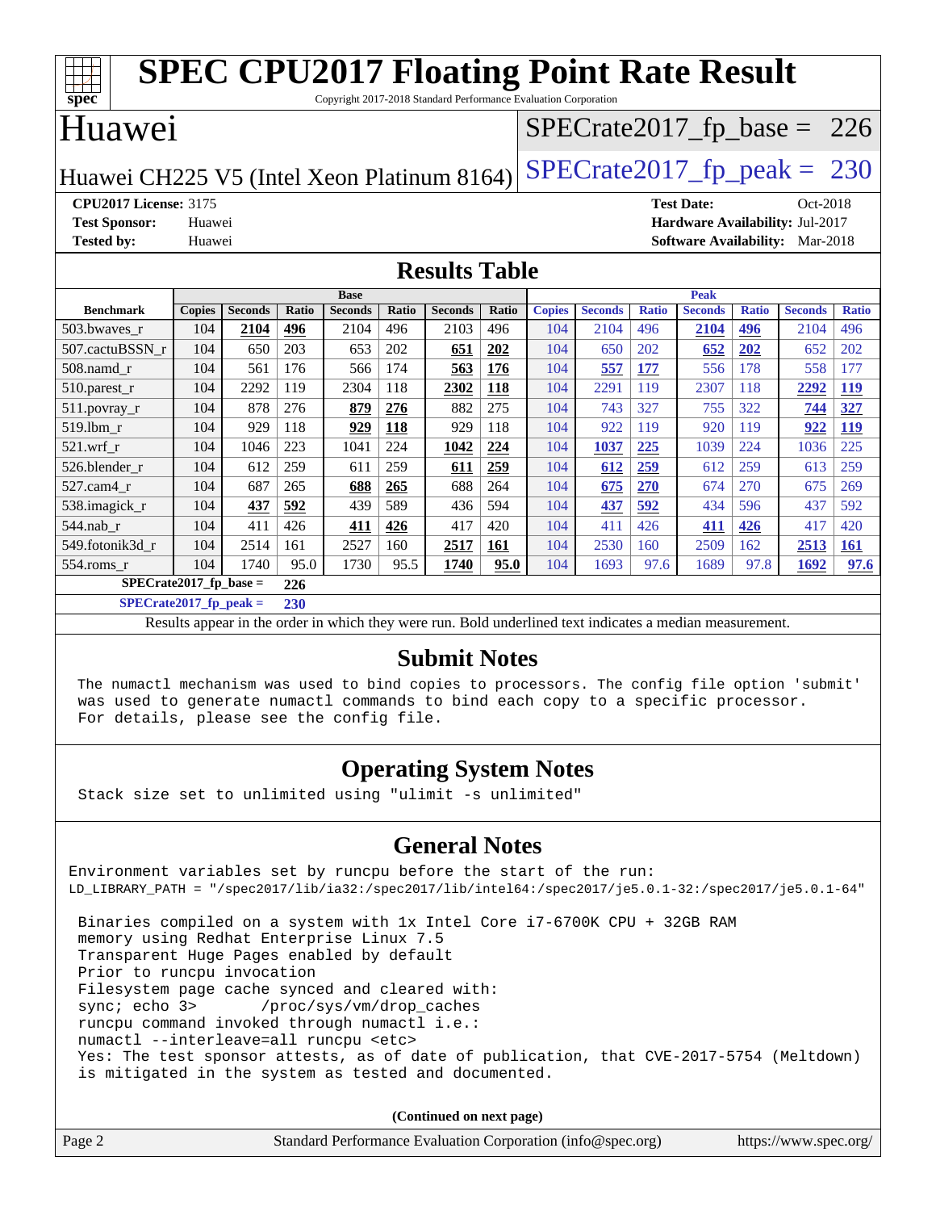# SPEC CPU2017 Floating Point Rate Result

Copyright 2017-2018 Standard Performance Evaluation Corporation

## Huawei

Huawei CH225 V5 (Intel Xeon Platinum 8164)

SPECrate2017_fp_base = 226

SPECrate2017_fp_peak = 230

**CPU2017 License:** 3175
**Test Sponsor:** Huawei
**Tested by:** Huawei

**Test Date:** Oct-2018
**Hardware Availability:** Jul-2017
**Software Availability:** Mar-2018

## Results Table

| Benchmark | Base | | | | | | | Peak | | | | | | |
|---|---|---|---|---|---|---|---|---|---|---|---|---|---|---|
| | Copies | Seconds | Ratio | Seconds | Ratio | Seconds | Ratio | Copies | Seconds | Ratio | Seconds | Ratio | Seconds | Ratio |
| 503.bwaves_r | 104 | **2104** | **496** | 2104 | 496 | 2103 | 496 | 104 | 2104 | 496 | **2104** | **496** | 2104 | 496 |
| 507.cactuBSSN_r | 104 | 650 | 203 | 653 | 202 | **651** | **202** | 104 | 650 | 202 | **652** | **202** | 652 | 202 |
| 508.namd_r | 104 | 561 | 176 | 566 | 174 | **563** | **176** | 104 | **557** | **177** | 556 | 178 | 558 | 177 |
| 510.parest_r | 104 | 2292 | 119 | 2304 | 118 | **2302** | **118** | 104 | 2291 | 119 | 2307 | 118 | **2292** | **119** |
| 511.povray_r | 104 | 878 | 276 | **879** | **276** | 882 | 275 | 104 | 743 | 327 | 755 | 322 | **744** | **327** |
| 519.lbm_r | 104 | 929 | 118 | **929** | **118** | 929 | 118 | 104 | 922 | 119 | 920 | 119 | **922** | **119** |
| 521.wrf_r | 104 | 1046 | 223 | 1041 | 224 | **1042** | **224** | 104 | **1037** | **225** | 1039 | 224 | 1036 | 225 |
| 526.blender_r | 104 | 612 | 259 | 611 | 259 | **611** | **259** | 104 | **612** | **259** | 612 | 259 | 613 | 259 |
| 527.cam4_r | 104 | 687 | 265 | **688** | **265** | 688 | 264 | 104 | **675** | **270** | 674 | 270 | 675 | 269 |
| 538.imagick_r | 104 | **437** | **592** | 439 | 589 | 436 | 594 | 104 | **437** | **592** | 434 | 596 | 437 | 592 |
| 544.nab_r | 104 | 411 | 426 | **411** | **426** | 417 | 420 | 104 | 411 | 426 | **411** | **426** | 417 | 420 |
| 549.fotonik3d_r | 104 | 2514 | 161 | 2527 | 160 | **2517** | **161** | 104 | 2530 | 160 | 2509 | 162 | **2513** | **161** |
| 554.roms_r | 104 | 1740 | 95.0 | 1730 | 95.5 | **1740** | **95.0** | 104 | 1693 | 97.6 | 1689 | 97.8 | **1692** | **97.6** |

**SPECrate2017_fp_base = 226**

**SPECrate2017_fp_peak = 230**

Results appear in the order in which they were run. Bold underlined text indicates a median measurement.

## Submit Notes

```
The numactl mechanism was used to bind copies to processors. The config file option 'submit'
was used to generate numactl commands to bind each copy to a specific processor.
For details, please see the config file.
```

## Operating System Notes

```
Stack size set to unlimited using "ulimit -s unlimited"
```

## General Notes

```
Environment variables set by runcpu before the start of the run:
LD_LIBRARY_PATH = "/spec2017/lib/ia32:/spec2017/lib/intel64:/spec2017/je5.0.1-32:/spec2017/je5.0.1-64"

 Binaries compiled on a system with 1x Intel Core i7-6700K CPU + 32GB RAM
 memory using Redhat Enterprise Linux 7.5
 Transparent Huge Pages enabled by default
 Prior to runcpu invocation
 Filesystem page cache synced and cleared with:
 sync; echo 3>       /proc/sys/vm/drop_caches
 runcpu command invoked through numactl i.e.:
 numactl --interleave=all runcpu <etc>
 Yes: The test sponsor attests, as of date of publication, that CVE-2017-5754 (Meltdown)
 is mitigated in the system as tested and documented.
```

(Continued on next page)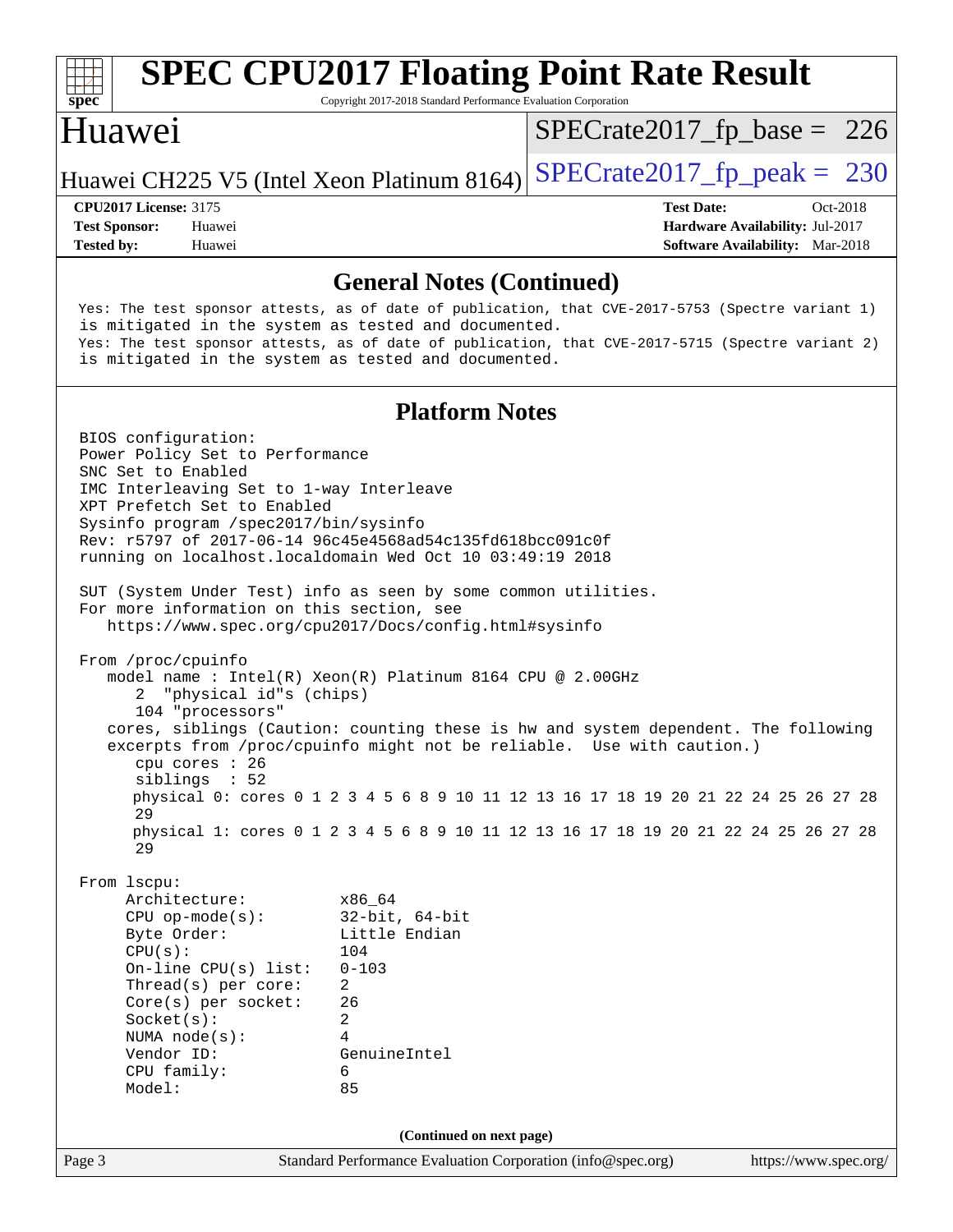## General Notes (Continued)

Yes: The test sponsor attests, as of date of publication, that CVE-2017-5753 (Spectre variant 1) is mitigated in the system as tested and documented.
Yes: The test sponsor attests, as of date of publication, that CVE-2017-5715 (Spectre variant 2) is mitigated in the system as tested and documented.

## Platform Notes

```
BIOS configuration:
Power Policy Set to Performance
SNC Set to Enabled
IMC Interleaving Set to 1-way Interleave
XPT Prefetch Set to Enabled
Sysinfo program /spec2017/bin/sysinfo
Rev: r5797 of 2017-06-14 96c45e4568ad54c135fd618bcc091c0f
running on localhost.localdomain Wed Oct 10 03:49:19 2018

SUT (System Under Test) info as seen by some common utilities.
For more information on this section, see
   https://www.spec.org/cpu2017/Docs/config.html#sysinfo

From /proc/cpuinfo
   model name : Intel(R) Xeon(R) Platinum 8164 CPU @ 2.00GHz
      2  "physical id"s (chips)
      104 "processors"
   cores, siblings (Caution: counting these is hw and system dependent. The following
   excerpts from /proc/cpuinfo might not be reliable.  Use with caution.)
      cpu cores : 26
      siblings  : 52
      physical 0: cores 0 1 2 3 4 5 6 8 9 10 11 12 13 16 17 18 19 20 21 22 24 25 26 27 28
      29
      physical 1: cores 0 1 2 3 4 5 6 8 9 10 11 12 13 16 17 18 19 20 21 22 24 25 26 27 28
      29

From lscpu:
     Architecture:          x86_64
     CPU op-mode(s):        32-bit, 64-bit
     Byte Order:            Little Endian
     CPU(s):                104
     On-line CPU(s) list:   0-103
     Thread(s) per core:    2
     Core(s) per socket:    26
     Socket(s):             2
     NUMA node(s):          4
     Vendor ID:             GenuineIntel
     CPU family:            6
     Model:                 85
```

(Continued on next page)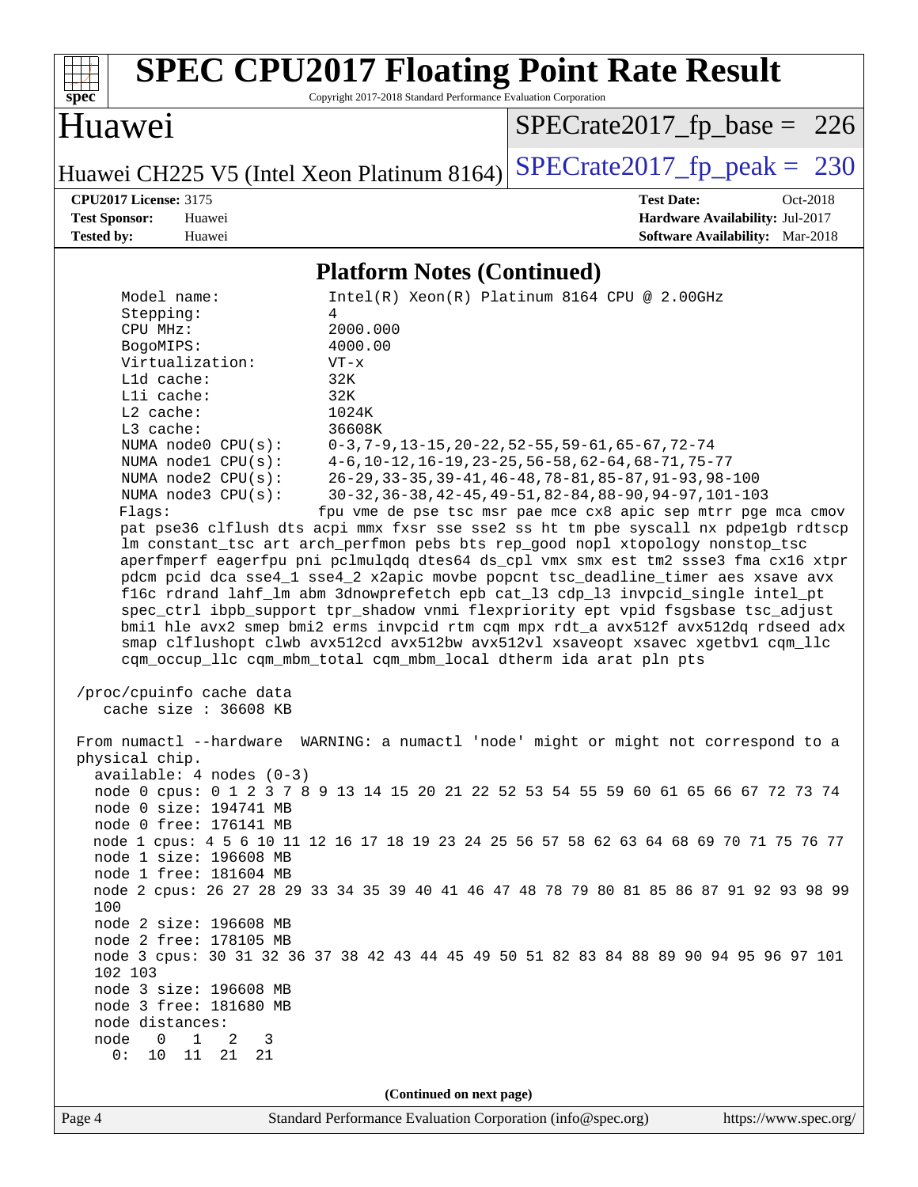## Platform Notes (Continued)

```
     Model name:            Intel(R) Xeon(R) Platinum 8164 CPU @ 2.00GHz
     Stepping:              4
     CPU MHz:               2000.000
     BogoMIPS:              4000.00
     Virtualization:        VT-x
     L1d cache:             32K
     L1i cache:             32K
     L2 cache:              1024K
     L3 cache:              36608K
     NUMA node0 CPU(s):     0-3,7-9,13-15,20-22,52-55,59-61,65-67,72-74
     NUMA node1 CPU(s):     4-6,10-12,16-19,23-25,56-58,62-64,68-71,75-77
     NUMA node2 CPU(s):     26-29,33-35,39-41,46-48,78-81,85-87,91-93,98-100
     NUMA node3 CPU(s):     30-32,36-38,42-45,49-51,82-84,88-90,94-97,101-103
     Flags:                 fpu vme de pse tsc msr pae mce cx8 apic sep mtrr pge mca cmov
     pat pse36 clflush dts acpi mmx fxsr sse sse2 ss ht tm pbe syscall nx pdpe1gb rdtscp
     lm constant_tsc art arch_perfmon pebs bts rep_good nopl xtopology nonstop_tsc
     aperfmperf eagerfpu pni pclmulqdq dtes64 ds_cpl vmx smx est tm2 ssse3 fma cx16 xtpr
     pdcm pcid dca sse4_1 sse4_2 x2apic movbe popcnt tsc_deadline_timer aes xsave avx
     f16c rdrand lahf_lm abm 3dnowprefetch epb cat_l3 cdp_l3 invpcid_single intel_pt
     spec_ctrl ibpb_support tpr_shadow vnmi flexpriority ept vpid fsgsbase tsc_adjust
     bmi1 hle avx2 smep bmi2 erms invpcid rtm cqm mpx rdt_a avx512f avx512dq rdseed adx
     smap clflushopt clwb avx512cd avx512bw avx512vl xsaveopt xsavec xgetbv1 cqm_llc
     cqm_occup_llc cqm_mbm_total cqm_mbm_local dtherm ida arat pln pts

 /proc/cpuinfo cache data
    cache size : 36608 KB

 From numactl --hardware  WARNING: a numactl 'node' might or might not correspond to a
 physical chip.
   available: 4 nodes (0-3)
   node 0 cpus: 0 1 2 3 7 8 9 13 14 15 20 21 22 52 53 54 55 59 60 61 65 66 67 72 73 74
   node 0 size: 194741 MB
   node 0 free: 176141 MB
   node 1 cpus: 4 5 6 10 11 12 16 17 18 19 23 24 25 56 57 58 62 63 64 68 69 70 71 75 76 77
   node 1 size: 196608 MB
   node 1 free: 181604 MB
   node 2 cpus: 26 27 28 29 33 34 35 39 40 41 46 47 48 78 79 80 81 85 86 87 91 92 93 98 99
   100
   node 2 size: 196608 MB
   node 2 free: 178105 MB
   node 3 cpus: 30 31 32 36 37 38 42 43 44 45 49 50 51 82 83 84 88 89 90 94 95 96 97 101
   102 103
   node 3 size: 196608 MB
   node 3 free: 181680 MB
   node distances:
   node   0   1   2   3
     0:  10  11  21  21
```

(Continued on next page)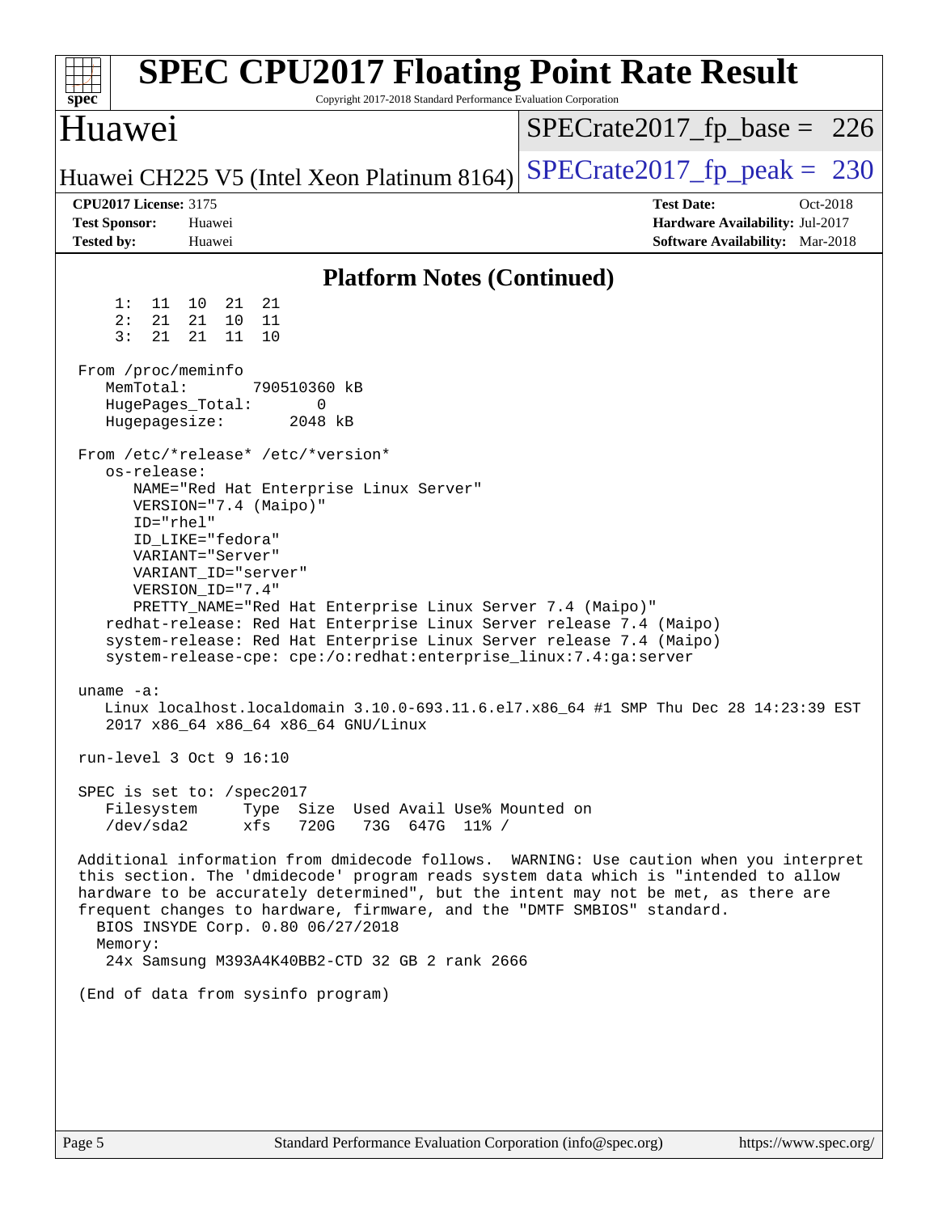## Platform Notes (Continued)

```
     1:  11  10  21  21
     2:  21  21  10  11
     3:  21  21  11  10

 From /proc/meminfo
    MemTotal:       790510360 kB
    HugePages_Total:       0
    Hugepagesize:       2048 kB

 From /etc/*release* /etc/*version*
    os-release:
       NAME="Red Hat Enterprise Linux Server"
       VERSION="7.4 (Maipo)"
       ID="rhel"
       ID_LIKE="fedora"
       VARIANT="Server"
       VARIANT_ID="server"
       VERSION_ID="7.4"
       PRETTY_NAME="Red Hat Enterprise Linux Server 7.4 (Maipo)"
    redhat-release: Red Hat Enterprise Linux Server release 7.4 (Maipo)
    system-release: Red Hat Enterprise Linux Server release 7.4 (Maipo)
    system-release-cpe: cpe:/o:redhat:enterprise_linux:7.4:ga:server

 uname -a:
    Linux localhost.localdomain 3.10.0-693.11.6.el7.x86_64 #1 SMP Thu Dec 28 14:23:39 EST
    2017 x86_64 x86_64 x86_64 GNU/Linux

 run-level 3 Oct 9 16:10

 SPEC is set to: /spec2017
    Filesystem     Type  Size  Used Avail Use% Mounted on
    /dev/sda2      xfs   720G   73G  647G  11% /

 Additional information from dmidecode follows.  WARNING: Use caution when you interpret
 this section. The 'dmidecode' program reads system data which is "intended to allow
 hardware to be accurately determined", but the intent may not be met, as there are
 frequent changes to hardware, firmware, and the "DMTF SMBIOS" standard.
   BIOS INSYDE Corp. 0.80 06/27/2018
   Memory:
    24x Samsung M393A4K40BB2-CTD 32 GB 2 rank 2666

 (End of data from sysinfo program)
```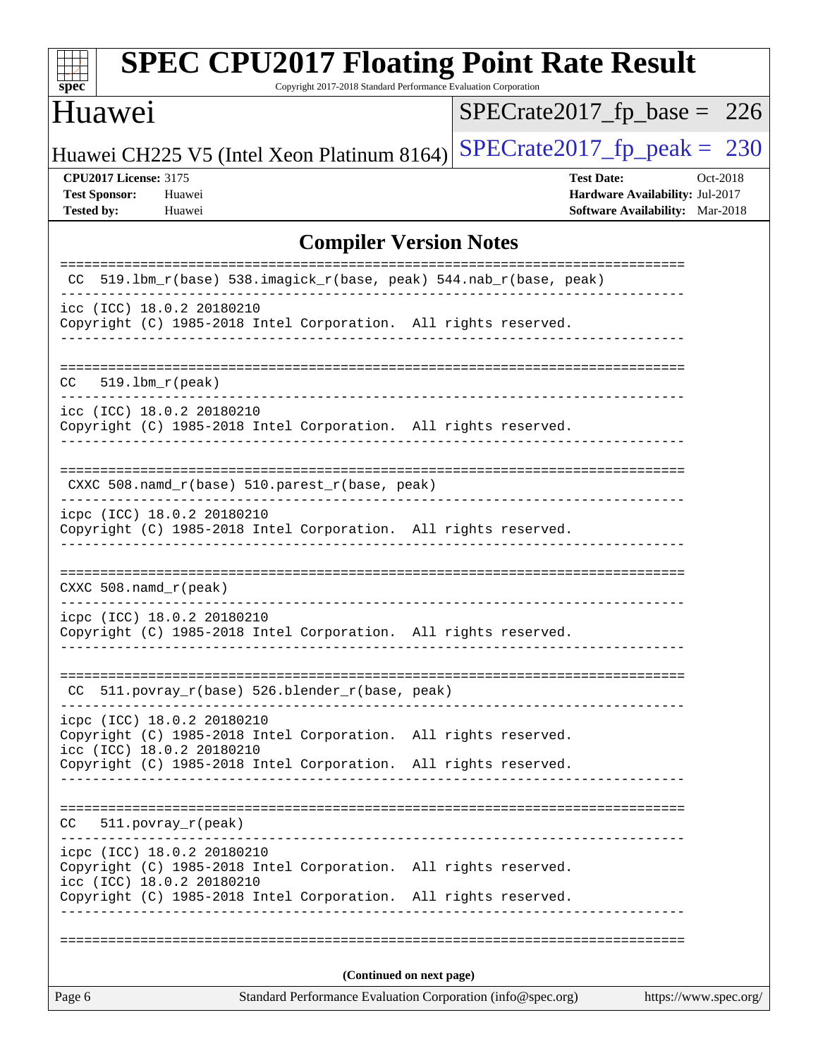## Compiler Version Notes

```
==============================================================================
 CC  519.lbm_r(base) 538.imagick_r(base, peak) 544.nab_r(base, peak)
------------------------------------------------------------------------------
icc (ICC) 18.0.2 20180210
Copyright (C) 1985-2018 Intel Corporation.  All rights reserved.
------------------------------------------------------------------------------

==============================================================================
CC   519.lbm_r(peak)
------------------------------------------------------------------------------
icc (ICC) 18.0.2 20180210
Copyright (C) 1985-2018 Intel Corporation.  All rights reserved.
------------------------------------------------------------------------------

==============================================================================
 CXXC 508.namd_r(base) 510.parest_r(base, peak)
------------------------------------------------------------------------------
icpc (ICC) 18.0.2 20180210
Copyright (C) 1985-2018 Intel Corporation.  All rights reserved.
------------------------------------------------------------------------------

==============================================================================
CXXC 508.namd_r(peak)
------------------------------------------------------------------------------
icpc (ICC) 18.0.2 20180210
Copyright (C) 1985-2018 Intel Corporation.  All rights reserved.
------------------------------------------------------------------------------

==============================================================================
 CC  511.povray_r(base) 526.blender_r(base, peak)
------------------------------------------------------------------------------
icpc (ICC) 18.0.2 20180210
Copyright (C) 1985-2018 Intel Corporation.  All rights reserved.
icc (ICC) 18.0.2 20180210
Copyright (C) 1985-2018 Intel Corporation.  All rights reserved.
------------------------------------------------------------------------------

==============================================================================
CC   511.povray_r(peak)
------------------------------------------------------------------------------
icpc (ICC) 18.0.2 20180210
Copyright (C) 1985-2018 Intel Corporation.  All rights reserved.
icc (ICC) 18.0.2 20180210
Copyright (C) 1985-2018 Intel Corporation.  All rights reserved.
------------------------------------------------------------------------------

==============================================================================
```

**(Continued on next page)**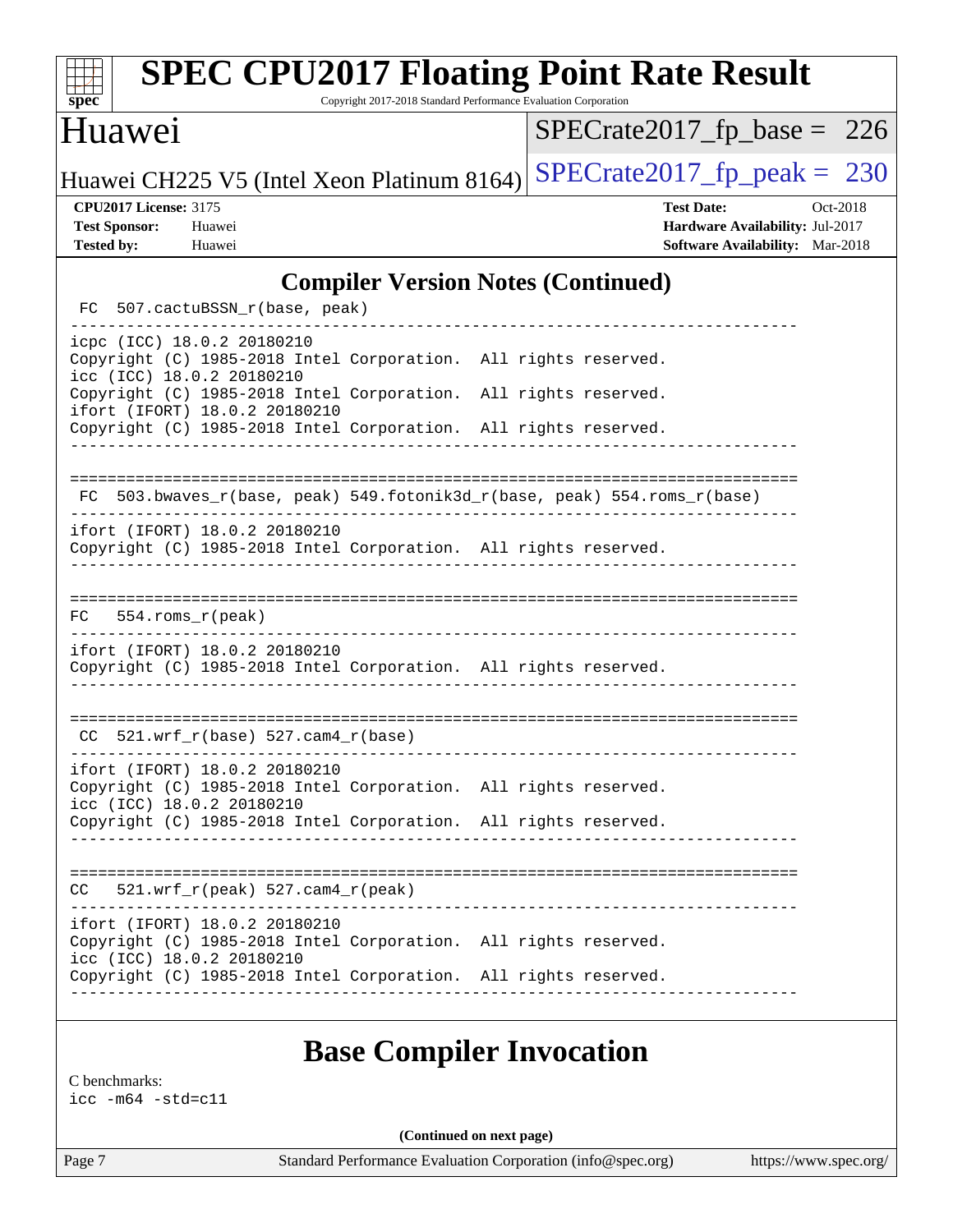## Compiler Version Notes (Continued)

```
 FC  507.cactuBSSN_r(base, peak)
------------------------------------------------------------------------------
icpc (ICC) 18.0.2 20180210
Copyright (C) 1985-2018 Intel Corporation.  All rights reserved.
icc (ICC) 18.0.2 20180210
Copyright (C) 1985-2018 Intel Corporation.  All rights reserved.
ifort (IFORT) 18.0.2 20180210
Copyright (C) 1985-2018 Intel Corporation.  All rights reserved.
------------------------------------------------------------------------------

==============================================================================
 FC  503.bwaves_r(base, peak) 549.fotonik3d_r(base, peak) 554.roms_r(base)
------------------------------------------------------------------------------
ifort (IFORT) 18.0.2 20180210
Copyright (C) 1985-2018 Intel Corporation.  All rights reserved.
------------------------------------------------------------------------------

==============================================================================
 FC  554.roms_r(peak)
------------------------------------------------------------------------------
ifort (IFORT) 18.0.2 20180210
Copyright (C) 1985-2018 Intel Corporation.  All rights reserved.
------------------------------------------------------------------------------

==============================================================================
 CC  521.wrf_r(base) 527.cam4_r(base)
------------------------------------------------------------------------------
ifort (IFORT) 18.0.2 20180210
Copyright (C) 1985-2018 Intel Corporation.  All rights reserved.
icc (ICC) 18.0.2 20180210
Copyright (C) 1985-2018 Intel Corporation.  All rights reserved.
------------------------------------------------------------------------------

==============================================================================
 CC  521.wrf_r(peak) 527.cam4_r(peak)
------------------------------------------------------------------------------
ifort (IFORT) 18.0.2 20180210
Copyright (C) 1985-2018 Intel Corporation.  All rights reserved.
icc (ICC) 18.0.2 20180210
Copyright (C) 1985-2018 Intel Corporation.  All rights reserved.
------------------------------------------------------------------------------
```

## Base Compiler Invocation

C benchmarks:
icc -m64 -std=c11

(Continued on next page)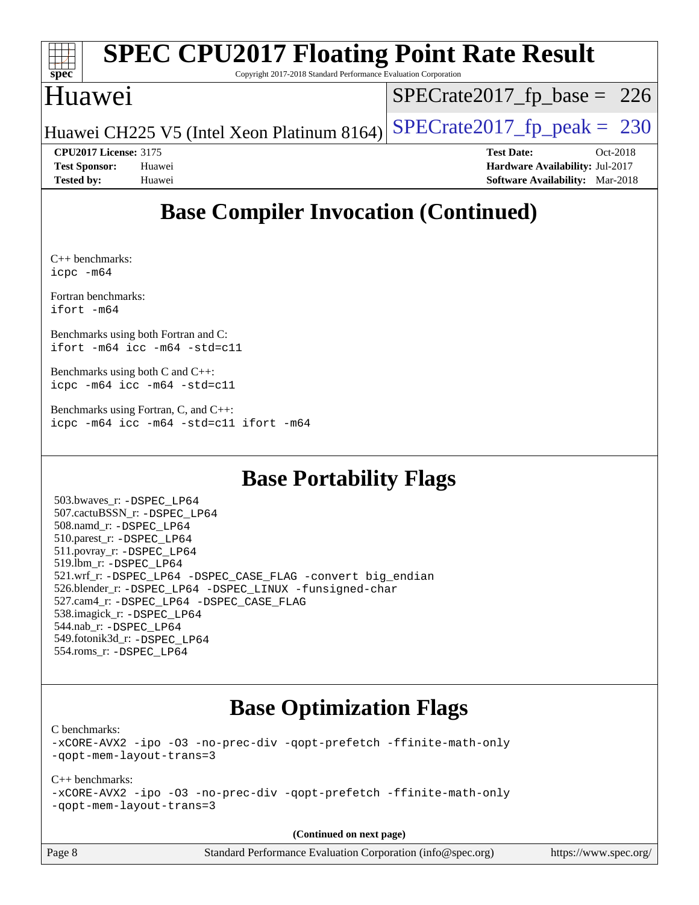## Base Compiler Invocation (Continued)

C++ benchmarks:
icpc -m64

Fortran benchmarks:
ifort -m64

Benchmarks using both Fortran and C:
ifort -m64 icc -m64 -std=c11

Benchmarks using both C and C++:
icpc -m64 icc -m64 -std=c11

Benchmarks using Fortran, C, and C++:
icpc -m64 icc -m64 -std=c11 ifort -m64

## Base Portability Flags

503.bwaves_r: -DSPEC_LP64
507.cactuBSSN_r: -DSPEC_LP64
508.namd_r: -DSPEC_LP64
510.parest_r: -DSPEC_LP64
511.povray_r: -DSPEC_LP64
519.lbm_r: -DSPEC_LP64
521.wrf_r: -DSPEC_LP64 -DSPEC_CASE_FLAG -convert big_endian
526.blender_r: -DSPEC_LP64 -DSPEC_LINUX -funsigned-char
527.cam4_r: -DSPEC_LP64 -DSPEC_CASE_FLAG
538.imagick_r: -DSPEC_LP64
544.nab_r: -DSPEC_LP64
549.fotonik3d_r: -DSPEC_LP64
554.roms_r: -DSPEC_LP64

## Base Optimization Flags

C benchmarks:
-xCORE-AVX2 -ipo -O3 -no-prec-div -qopt-prefetch -ffinite-math-only
-qopt-mem-layout-trans=3

C++ benchmarks:
-xCORE-AVX2 -ipo -O3 -no-prec-div -qopt-prefetch -ffinite-math-only
-qopt-mem-layout-trans=3

**(Continued on next page)**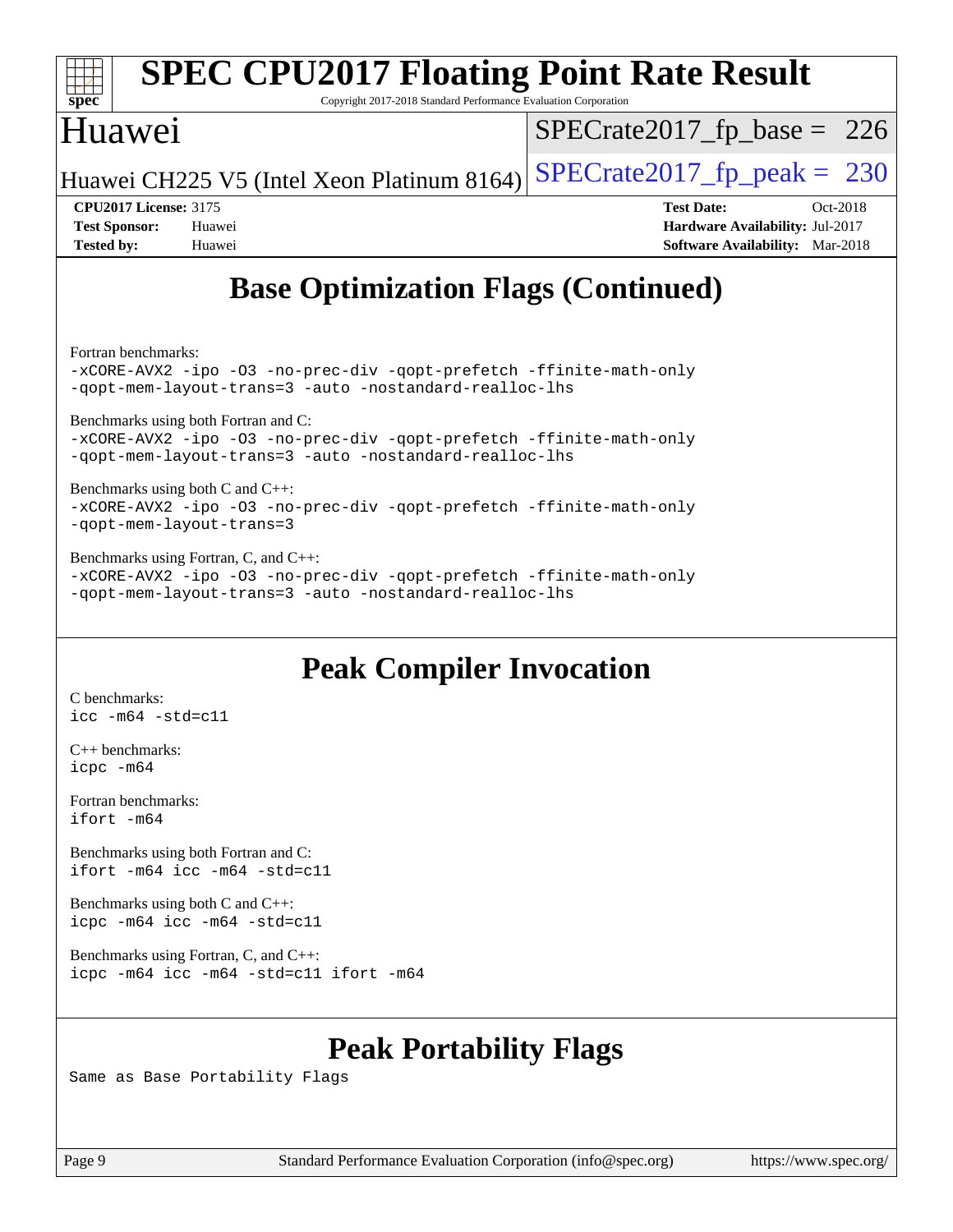## Base Optimization Flags (Continued)

Fortran benchmarks:
```
-xCORE-AVX2 -ipo -O3 -no-prec-div -qopt-prefetch -ffinite-math-only
-qopt-mem-layout-trans=3 -auto -nostandard-realloc-lhs
```

Benchmarks using both Fortran and C:
```
-xCORE-AVX2 -ipo -O3 -no-prec-div -qopt-prefetch -ffinite-math-only
-qopt-mem-layout-trans=3 -auto -nostandard-realloc-lhs
```

Benchmarks using both C and C++:
```
-xCORE-AVX2 -ipo -O3 -no-prec-div -qopt-prefetch -ffinite-math-only
-qopt-mem-layout-trans=3
```

Benchmarks using Fortran, C, and C++:
```
-xCORE-AVX2 -ipo -O3 -no-prec-div -qopt-prefetch -ffinite-math-only
-qopt-mem-layout-trans=3 -auto -nostandard-realloc-lhs
```

## Peak Compiler Invocation

C benchmarks:
```
icc -m64 -std=c11
```

C++ benchmarks:
```
icpc -m64
```

Fortran benchmarks:
```
ifort -m64
```

Benchmarks using both Fortran and C:
```
ifort -m64 icc -m64 -std=c11
```

Benchmarks using both C and C++:
```
icpc -m64 icc -m64 -std=c11
```

Benchmarks using Fortran, C, and C++:
```
icpc -m64 icc -m64 -std=c11 ifort -m64
```

## Peak Portability Flags

Same as Base Portability Flags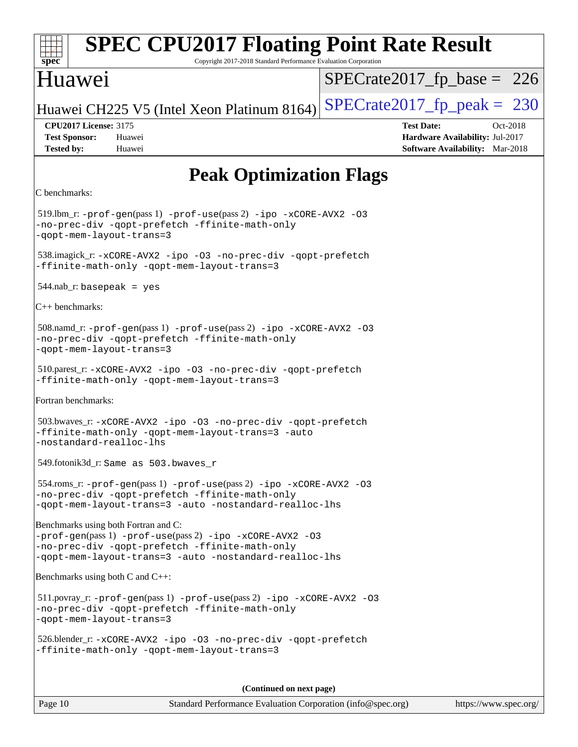# Peak Optimization Flags

C benchmarks:

519.lbm_r: `-prof-gen`(pass 1) `-prof-use`(pass 2) `-ipo -xCORE-AVX2 -O3 -no-prec-div -qopt-prefetch -ffinite-math-only -qopt-mem-layout-trans=3`

538.imagick_r: `-xCORE-AVX2 -ipo -O3 -no-prec-div -qopt-prefetch -ffinite-math-only -qopt-mem-layout-trans=3`

544.nab_r: `basepeak = yes`

C++ benchmarks:

508.namd_r: `-prof-gen`(pass 1) `-prof-use`(pass 2) `-ipo -xCORE-AVX2 -O3 -no-prec-div -qopt-prefetch -ffinite-math-only -qopt-mem-layout-trans=3`

510.parest_r: `-xCORE-AVX2 -ipo -O3 -no-prec-div -qopt-prefetch -ffinite-math-only -qopt-mem-layout-trans=3`

Fortran benchmarks:

503.bwaves_r: `-xCORE-AVX2 -ipo -O3 -no-prec-div -qopt-prefetch -ffinite-math-only -qopt-mem-layout-trans=3 -auto -nostandard-realloc-lhs`

549.fotonik3d_r: `Same as 503.bwaves_r`

554.roms_r: `-prof-gen`(pass 1) `-prof-use`(pass 2) `-ipo -xCORE-AVX2 -O3 -no-prec-div -qopt-prefetch -ffinite-math-only -qopt-mem-layout-trans=3 -auto -nostandard-realloc-lhs`

Benchmarks using both Fortran and C:

`-prof-gen`(pass 1) `-prof-use`(pass 2) `-ipo -xCORE-AVX2 -O3 -no-prec-div -qopt-prefetch -ffinite-math-only -qopt-mem-layout-trans=3 -auto -nostandard-realloc-lhs`

Benchmarks using both C and C++:

511.povray_r: `-prof-gen`(pass 1) `-prof-use`(pass 2) `-ipo -xCORE-AVX2 -O3 -no-prec-div -qopt-prefetch -ffinite-math-only -qopt-mem-layout-trans=3`

526.blender_r: `-xCORE-AVX2 -ipo -O3 -no-prec-div -qopt-prefetch -ffinite-math-only -qopt-mem-layout-trans=3`

**(Continued on next page)**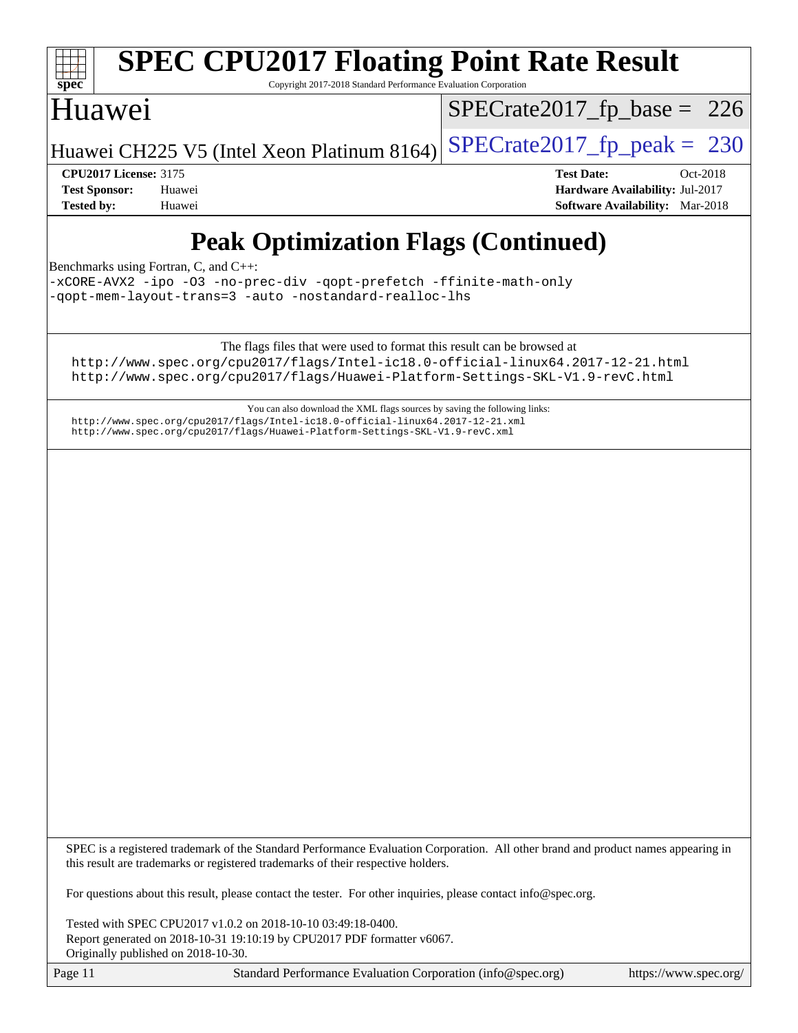# SPEC CPU2017 Floating Point Rate Result

Copyright 2017-2018 Standard Performance Evaluation Corporation

## Huawei

Huawei CH225 V5 (Intel Xeon Platinum 8164)

SPECrate2017_fp_base = 226

SPECrate2017_fp_peak = 230

**CPU2017 License:** 3175
**Test Sponsor:** Huawei
**Tested by:** Huawei

**Test Date:** Oct-2018
**Hardware Availability:** Jul-2017
**Software Availability:** Mar-2018

## Peak Optimization Flags (Continued)

Benchmarks using Fortran, C, and C++:

```
-xCORE-AVX2 -ipo -O3 -no-prec-div -qopt-prefetch -ffinite-math-only
-qopt-mem-layout-trans=3 -auto -nostandard-realloc-lhs
```

The flags files that were used to format this result can be browsed at

http://www.spec.org/cpu2017/flags/Intel-ic18.0-official-linux64.2017-12-21.html
http://www.spec.org/cpu2017/flags/Huawei-Platform-Settings-SKL-V1.9-revC.html

You can also download the XML flags sources by saving the following links:

http://www.spec.org/cpu2017/flags/Intel-ic18.0-official-linux64.2017-12-21.xml
http://www.spec.org/cpu2017/flags/Huawei-Platform-Settings-SKL-V1.9-revC.xml

SPEC is a registered trademark of the Standard Performance Evaluation Corporation. All other brand and product names appearing in this result are trademarks or registered trademarks of their respective holders.

For questions about this result, please contact the tester. For other inquiries, please contact info@spec.org.

Tested with SPEC CPU2017 v1.0.2 on 2018-10-10 03:49:18-0400.
Report generated on 2018-10-31 19:10:19 by CPU2017 PDF formatter v6067.
Originally published on 2018-10-30.